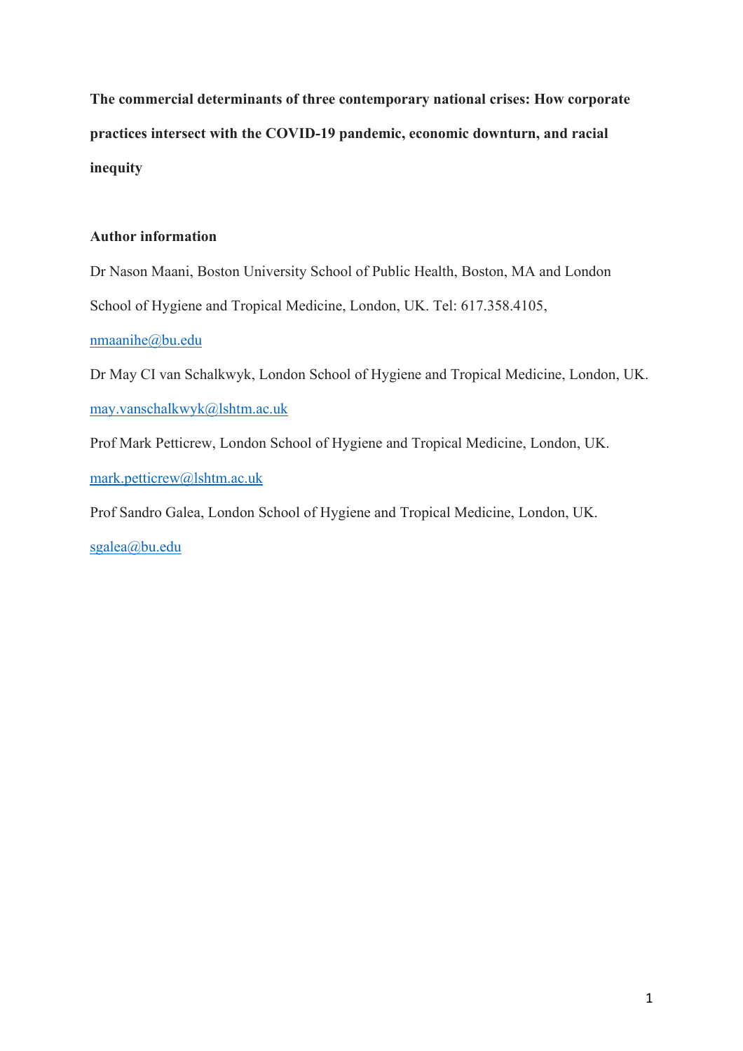**The commercial determinants of three contemporary national crises: How corporate practices intersect with the COVID-19 pandemic, economic downturn, and racial inequity**

**Author information**

Dr Nason Maani, Boston University School of Public Health, Boston, MA and London School of Hygiene and Tropical Medicine, London, UK. Tel: 617.358.4105, nmaanihe@bu.edu

Dr May CI van Schalkwyk, London School of Hygiene and Tropical Medicine, London, UK. may.vanschalkwyk@lshtm.ac.uk

Prof Mark Petticrew, London School of Hygiene and Tropical Medicine, London, UK. mark.petticrew@lshtm.ac.uk

Prof Sandro Galea, London School of Hygiene and Tropical Medicine, London, UK. sgalea@bu.edu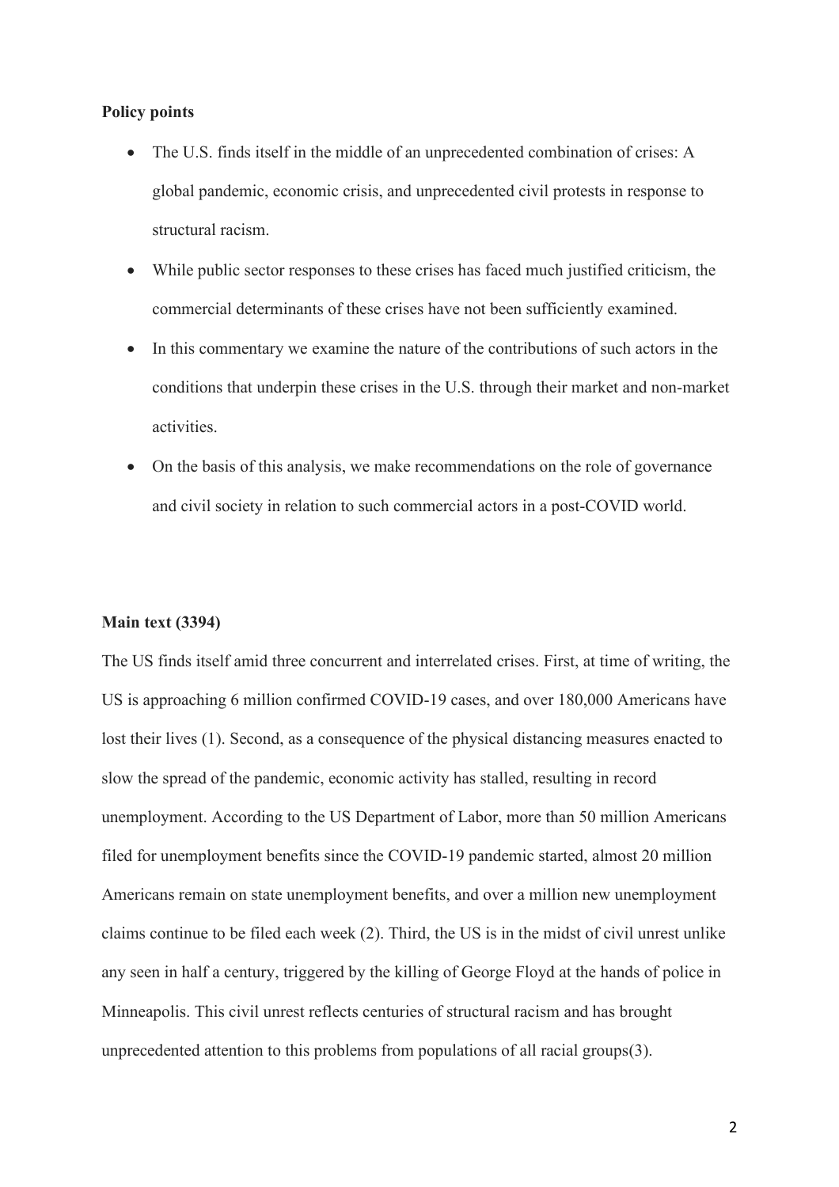**Policy points**

- The U.S. finds itself in the middle of an unprecedented combination of crises: A global pandemic, economic crisis, and unprecedented civil protests in response to structural racism.
- While public sector responses to these crises has faced much justified criticism, the commercial determinants of these crises have not been sufficiently examined.
- In this commentary we examine the nature of the contributions of such actors in the conditions that underpin these crises in the U.S. through their market and non-market activities.
- On the basis of this analysis, we make recommendations on the role of governance and civil society in relation to such commercial actors in a post-COVID world.

**Main text (3394)**

The US finds itself amid three concurrent and interrelated crises. First, at time of writing, the US is approaching 6 million confirmed COVID-19 cases, and over 180,000 Americans have lost their lives (1). Second, as a consequence of the physical distancing measures enacted to slow the spread of the pandemic, economic activity has stalled, resulting in record unemployment. According to the US Department of Labor, more than 50 million Americans filed for unemployment benefits since the COVID-19 pandemic started, almost 20 million Americans remain on state unemployment benefits, and over a million new unemployment claims continue to be filed each week (2). Third, the US is in the midst of civil unrest unlike any seen in half a century, triggered by the killing of George Floyd at the hands of police in Minneapolis. This civil unrest reflects centuries of structural racism and has brought unprecedented attention to this problems from populations of all racial groups(3).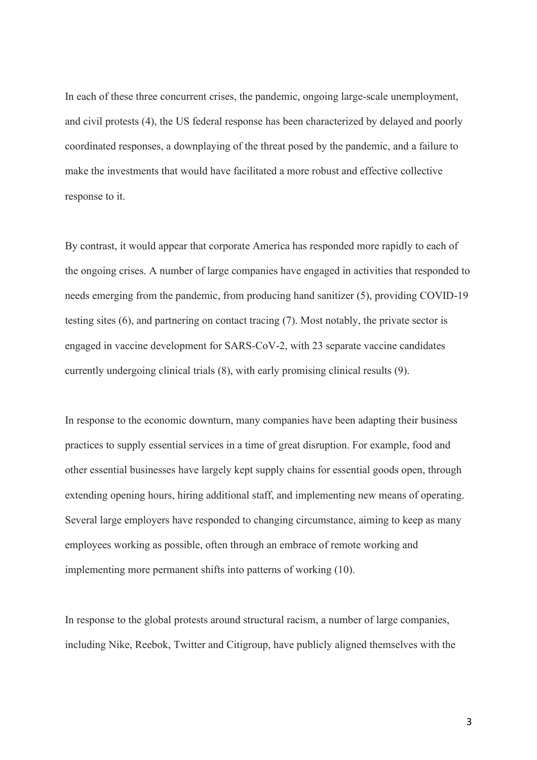In each of these three concurrent crises, the pandemic, ongoing large-scale unemployment, and civil protests (4), the US federal response has been characterized by delayed and poorly coordinated responses, a downplaying of the threat posed by the pandemic, and a failure to make the investments that would have facilitated a more robust and effective collective response to it.

By contrast, it would appear that corporate America has responded more rapidly to each of the ongoing crises. A number of large companies have engaged in activities that responded to needs emerging from the pandemic, from producing hand sanitizer (5), providing COVID-19 testing sites (6), and partnering on contact tracing (7). Most notably, the private sector is engaged in vaccine development for SARS-CoV-2, with 23 separate vaccine candidates currently undergoing clinical trials (8), with early promising clinical results (9).

In response to the economic downturn, many companies have been adapting their business practices to supply essential services in a time of great disruption. For example, food and other essential businesses have largely kept supply chains for essential goods open, through extending opening hours, hiring additional staff, and implementing new means of operating. Several large employers have responded to changing circumstance, aiming to keep as many employees working as possible, often through an embrace of remote working and implementing more permanent shifts into patterns of working (10).

In response to the global protests around structural racism, a number of large companies, including Nike, Reebok, Twitter and Citigroup, have publicly aligned themselves with the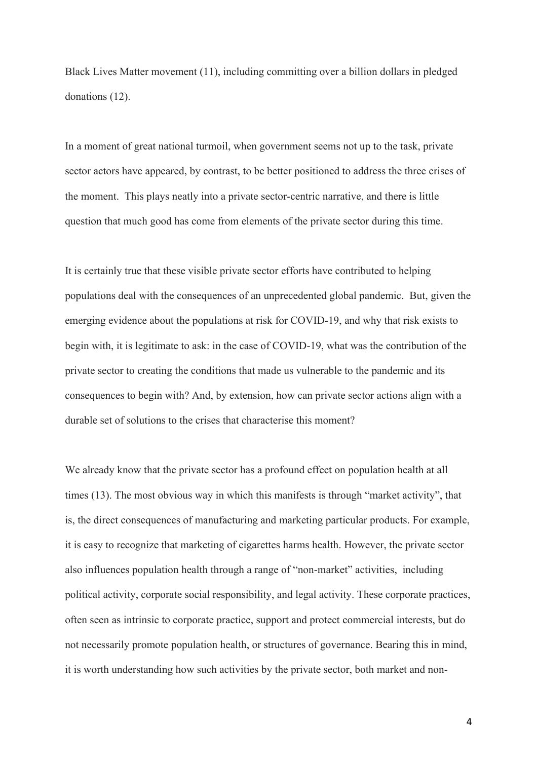Black Lives Matter movement (11), including committing over a billion dollars in pledged donations (12).

In a moment of great national turmoil, when government seems not up to the task, private sector actors have appeared, by contrast, to be better positioned to address the three crises of the moment. This plays neatly into a private sector-centric narrative, and there is little question that much good has come from elements of the private sector during this time.

It is certainly true that these visible private sector efforts have contributed to helping populations deal with the consequences of an unprecedented global pandemic. But, given the emerging evidence about the populations at risk for COVID-19, and why that risk exists to begin with, it is legitimate to ask: in the case of COVID-19, what was the contribution of the private sector to creating the conditions that made us vulnerable to the pandemic and its consequences to begin with? And, by extension, how can private sector actions align with a durable set of solutions to the crises that characterise this moment?

We already know that the private sector has a profound effect on population health at all times (13). The most obvious way in which this manifests is through "market activity", that is, the direct consequences of manufacturing and marketing particular products. For example, it is easy to recognize that marketing of cigarettes harms health. However, the private sector also influences population health through a range of "non-market" activities, including political activity, corporate social responsibility, and legal activity. These corporate practices, often seen as intrinsic to corporate practice, support and protect commercial interests, but do not necessarily promote population health, or structures of governance. Bearing this in mind, it is worth understanding how such activities by the private sector, both market and non-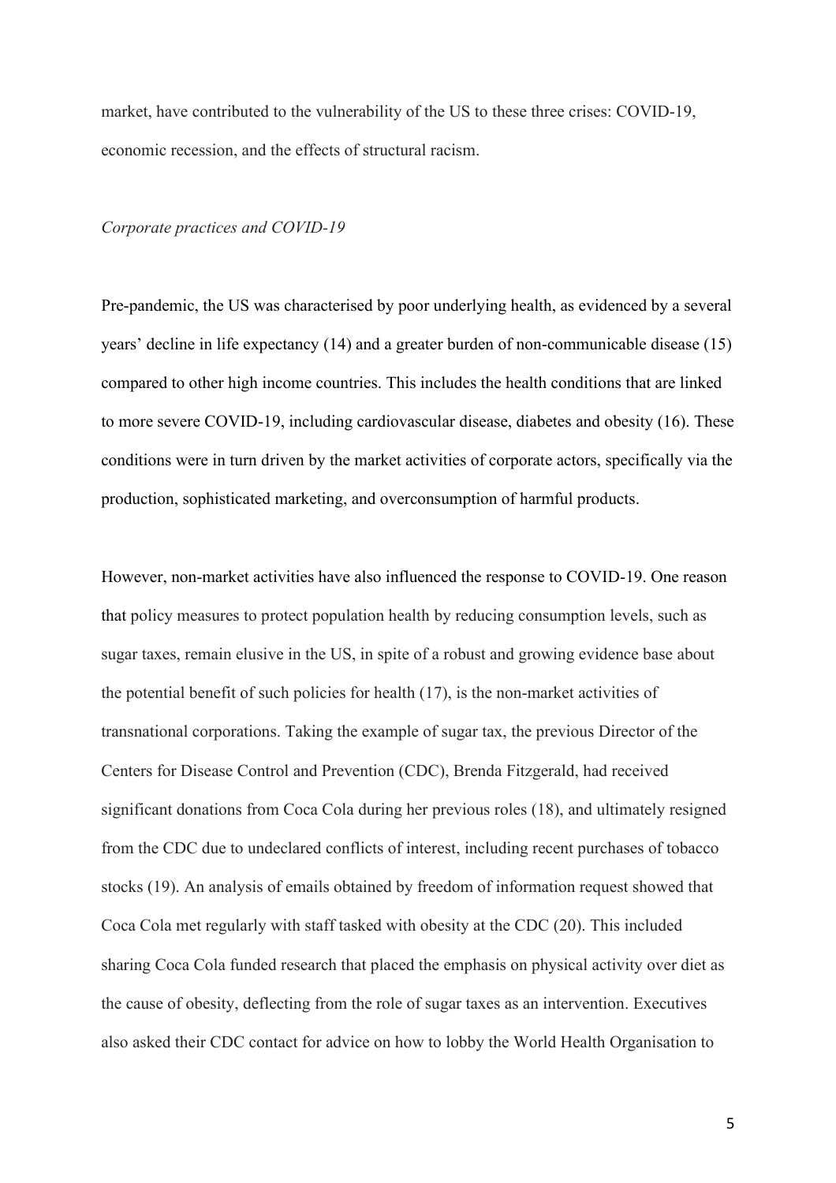market, have contributed to the vulnerability of the US to these three crises: COVID-19, economic recession, and the effects of structural racism.

*Corporate practices and COVID-19*

Pre-pandemic, the US was characterised by poor underlying health, as evidenced by a several years' decline in life expectancy (14) and a greater burden of non-communicable disease (15) compared to other high income countries. This includes the health conditions that are linked to more severe COVID-19, including cardiovascular disease, diabetes and obesity (16). These conditions were in turn driven by the market activities of corporate actors, specifically via the production, sophisticated marketing, and overconsumption of harmful products.

However, non-market activities have also influenced the response to COVID-19. One reason that policy measures to protect population health by reducing consumption levels, such as sugar taxes, remain elusive in the US, in spite of a robust and growing evidence base about the potential benefit of such policies for health (17), is the non-market activities of transnational corporations. Taking the example of sugar tax, the previous Director of the Centers for Disease Control and Prevention (CDC), Brenda Fitzgerald, had received significant donations from Coca Cola during her previous roles (18), and ultimately resigned from the CDC due to undeclared conflicts of interest, including recent purchases of tobacco stocks (19). An analysis of emails obtained by freedom of information request showed that Coca Cola met regularly with staff tasked with obesity at the CDC (20). This included sharing Coca Cola funded research that placed the emphasis on physical activity over diet as the cause of obesity, deflecting from the role of sugar taxes as an intervention. Executives also asked their CDC contact for advice on how to lobby the World Health Organisation to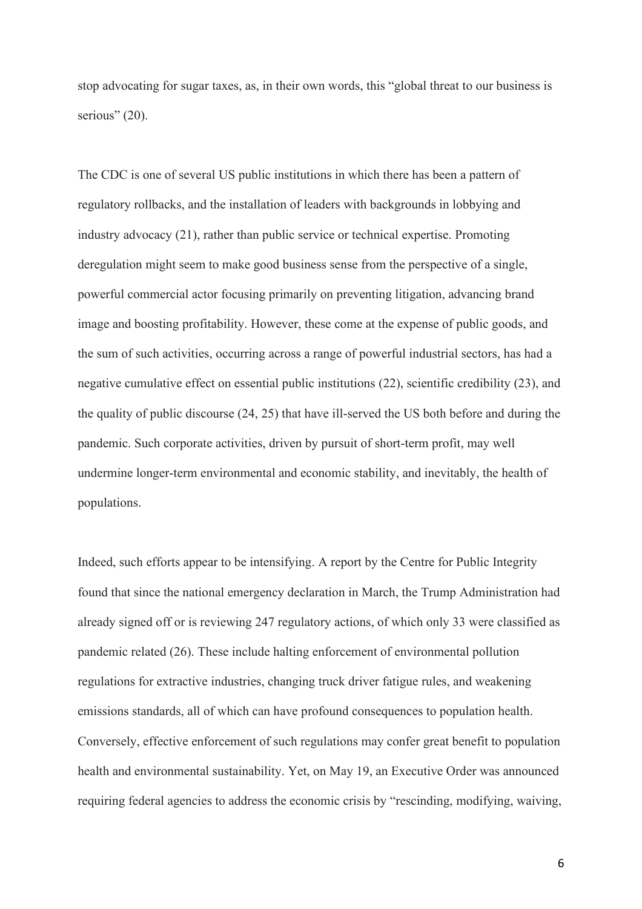stop advocating for sugar taxes, as, in their own words, this "global threat to our business is serious" (20).

The CDC is one of several US public institutions in which there has been a pattern of regulatory rollbacks, and the installation of leaders with backgrounds in lobbying and industry advocacy (21), rather than public service or technical expertise. Promoting deregulation might seem to make good business sense from the perspective of a single, powerful commercial actor focusing primarily on preventing litigation, advancing brand image and boosting profitability. However, these come at the expense of public goods, and the sum of such activities, occurring across a range of powerful industrial sectors, has had a negative cumulative effect on essential public institutions (22), scientific credibility (23), and the quality of public discourse (24, 25) that have ill-served the US both before and during the pandemic. Such corporate activities, driven by pursuit of short-term profit, may well undermine longer-term environmental and economic stability, and inevitably, the health of populations.

Indeed, such efforts appear to be intensifying. A report by the Centre for Public Integrity found that since the national emergency declaration in March, the Trump Administration had already signed off or is reviewing 247 regulatory actions, of which only 33 were classified as pandemic related (26). These include halting enforcement of environmental pollution regulations for extractive industries, changing truck driver fatigue rules, and weakening emissions standards, all of which can have profound consequences to population health. Conversely, effective enforcement of such regulations may confer great benefit to population health and environmental sustainability. Yet, on May 19, an Executive Order was announced requiring federal agencies to address the economic crisis by "rescinding, modifying, waiving,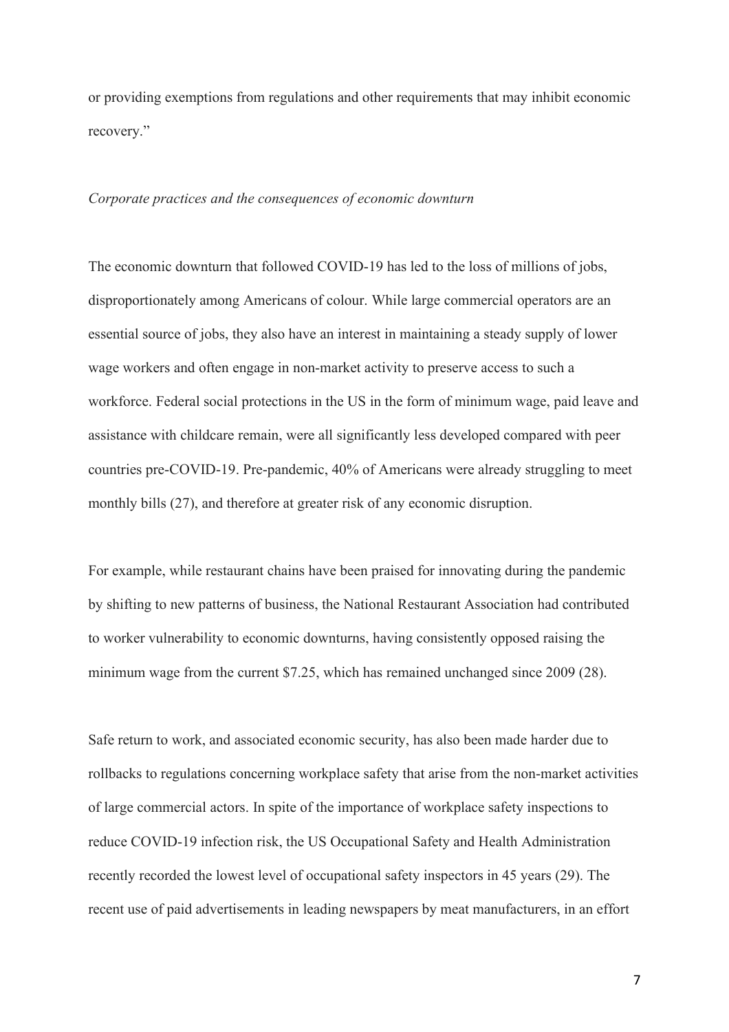or providing exemptions from regulations and other requirements that may inhibit economic recovery."

*Corporate practices and the consequences of economic downturn*

The economic downturn that followed COVID-19 has led to the loss of millions of jobs, disproportionately among Americans of colour. While large commercial operators are an essential source of jobs, they also have an interest in maintaining a steady supply of lower wage workers and often engage in non-market activity to preserve access to such a workforce. Federal social protections in the US in the form of minimum wage, paid leave and assistance with childcare remain, were all significantly less developed compared with peer countries pre-COVID-19. Pre-pandemic, 40% of Americans were already struggling to meet monthly bills (27), and therefore at greater risk of any economic disruption.

For example, while restaurant chains have been praised for innovating during the pandemic by shifting to new patterns of business, the National Restaurant Association had contributed to worker vulnerability to economic downturns, having consistently opposed raising the minimum wage from the current $7.25, which has remained unchanged since 2009 (28).

Safe return to work, and associated economic security, has also been made harder due to rollbacks to regulations concerning workplace safety that arise from the non-market activities of large commercial actors. In spite of the importance of workplace safety inspections to reduce COVID-19 infection risk, the US Occupational Safety and Health Administration recently recorded the lowest level of occupational safety inspectors in 45 years (29). The recent use of paid advertisements in leading newspapers by meat manufacturers, in an effort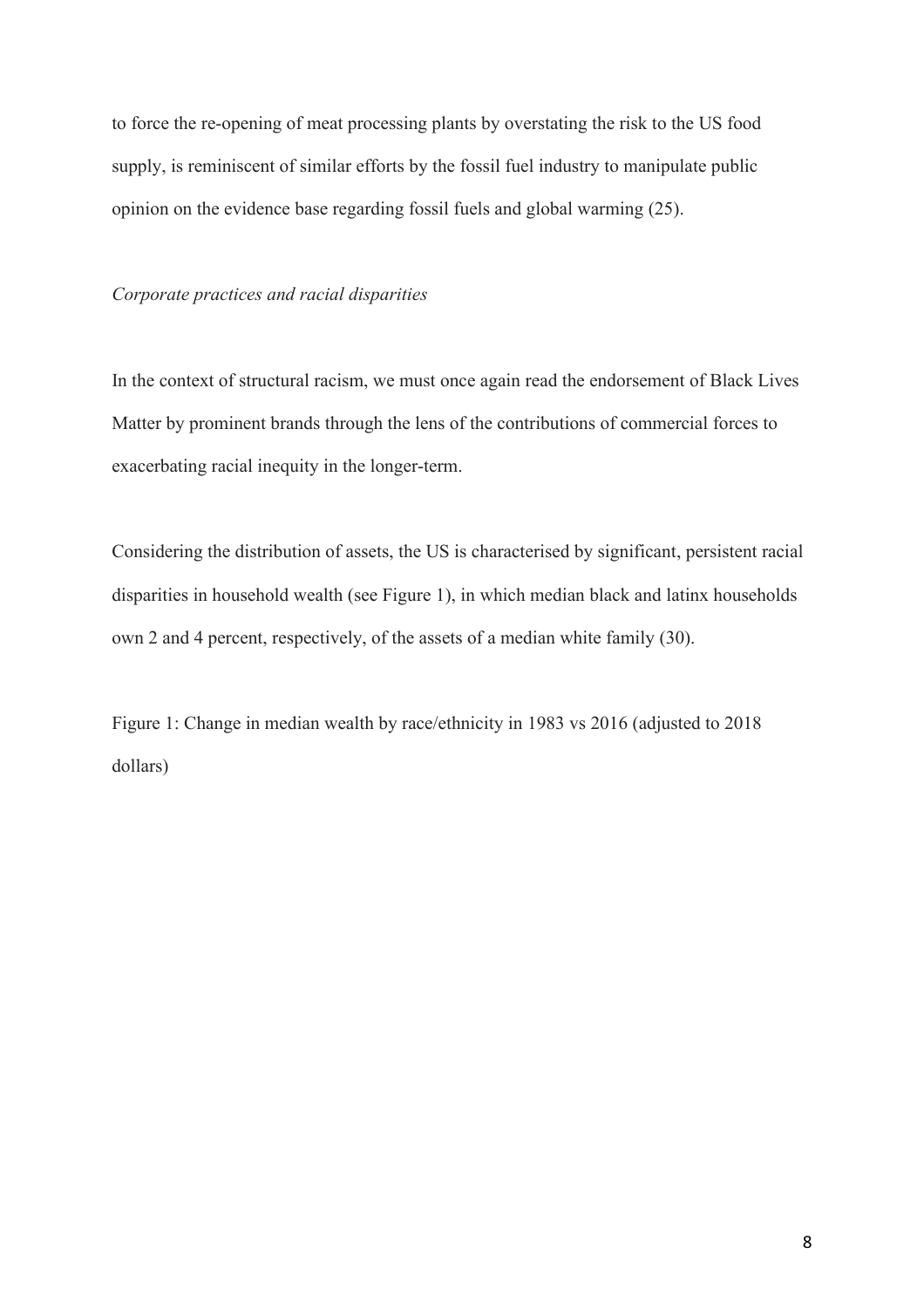to force the re-opening of meat processing plants by overstating the risk to the US food supply, is reminiscent of similar efforts by the fossil fuel industry to manipulate public opinion on the evidence base regarding fossil fuels and global warming (25).

*Corporate practices and racial disparities*

In the context of structural racism, we must once again read the endorsement of Black Lives Matter by prominent brands through the lens of the contributions of commercial forces to exacerbating racial inequity in the longer-term.

Considering the distribution of assets, the US is characterised by significant, persistent racial disparities in household wealth (see Figure 1), in which median black and latinx households own 2 and 4 percent, respectively, of the assets of a median white family (30).

Figure 1: Change in median wealth by race/ethnicity in 1983 vs 2016 (adjusted to 2018 dollars)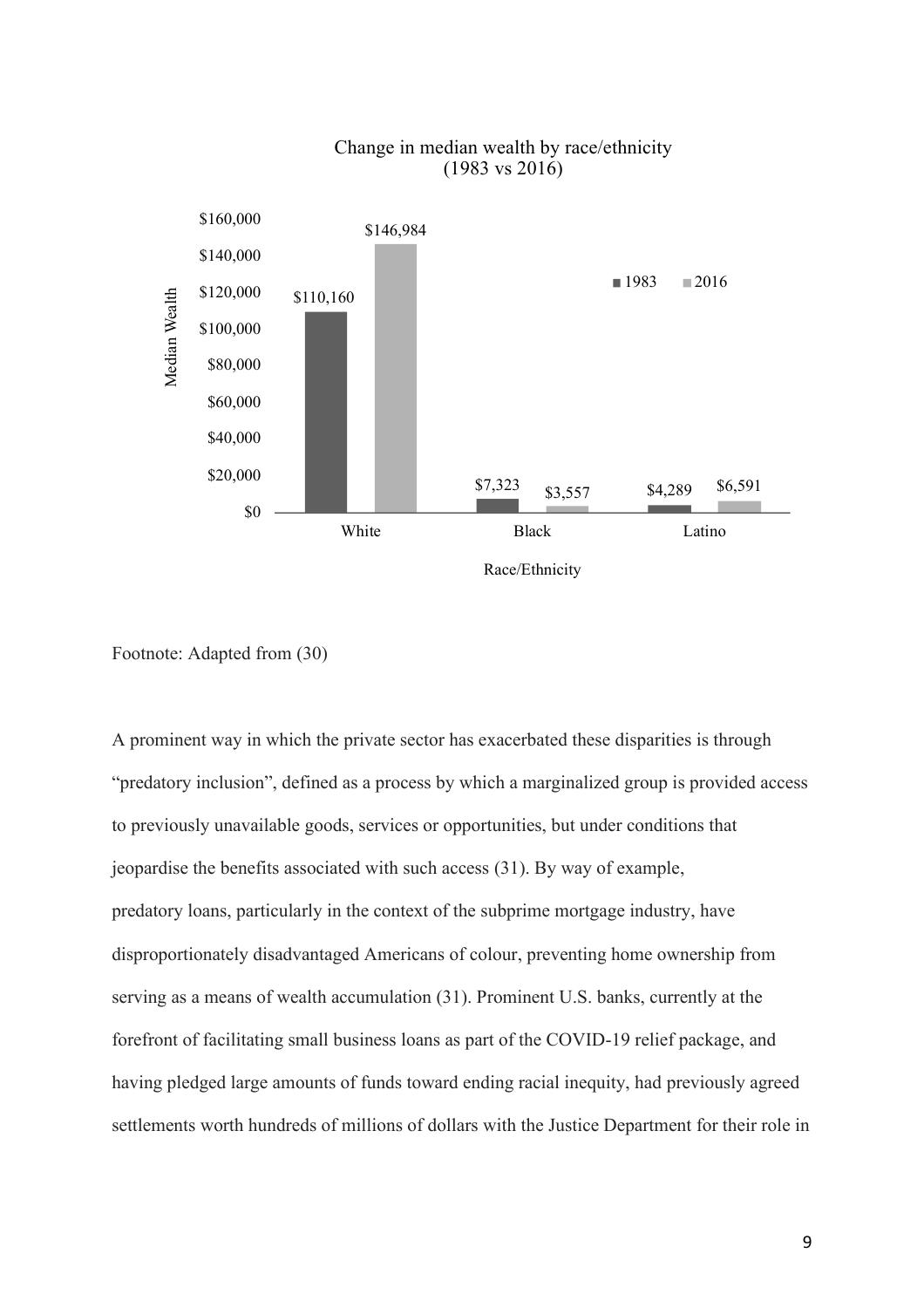Change in median wealth by race/ethnicity
(1983 vs 2016)

| Race/Ethnicity | 1983 | 2016 |
| --- | --- | --- |
| White | $110,160 | $146,984 |
| Black | $7,323 | $3,557 |
| Latino | $4,289 | $6,591 |

Footnote: Adapted from (30)

A prominent way in which the private sector has exacerbated these disparities is through "predatory inclusion", defined as a process by which a marginalized group is provided access to previously unavailable goods, services or opportunities, but under conditions that jeopardise the benefits associated with such access (31). By way of example, predatory loans, particularly in the context of the subprime mortgage industry, have disproportionately disadvantaged Americans of colour, preventing home ownership from serving as a means of wealth accumulation (31). Prominent U.S. banks, currently at the forefront of facilitating small business loans as part of the COVID-19 relief package, and having pledged large amounts of funds toward ending racial inequity, had previously agreed settlements worth hundreds of millions of dollars with the Justice Department for their role in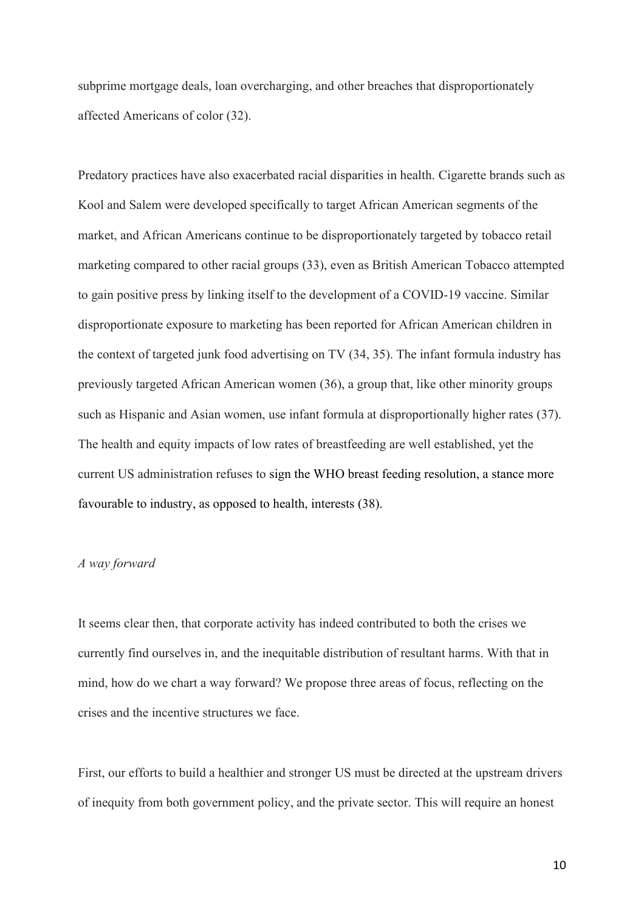subprime mortgage deals, loan overcharging, and other breaches that disproportionately affected Americans of color (32).

Predatory practices have also exacerbated racial disparities in health. Cigarette brands such as Kool and Salem were developed specifically to target African American segments of the market, and African Americans continue to be disproportionately targeted by tobacco retail marketing compared to other racial groups (33), even as British American Tobacco attempted to gain positive press by linking itself to the development of a COVID-19 vaccine. Similar disproportionate exposure to marketing has been reported for African American children in the context of targeted junk food advertising on TV (34, 35). The infant formula industry has previously targeted African American women (36), a group that, like other minority groups such as Hispanic and Asian women, use infant formula at disproportionally higher rates (37). The health and equity impacts of low rates of breastfeeding are well established, yet the current US administration refuses to sign the WHO breast feeding resolution, a stance more favourable to industry, as opposed to health, interests (38).

*A way forward*

It seems clear then, that corporate activity has indeed contributed to both the crises we currently find ourselves in, and the inequitable distribution of resultant harms. With that in mind, how do we chart a way forward? We propose three areas of focus, reflecting on the crises and the incentive structures we face.

First, our efforts to build a healthier and stronger US must be directed at the upstream drivers of inequity from both government policy, and the private sector. This will require an honest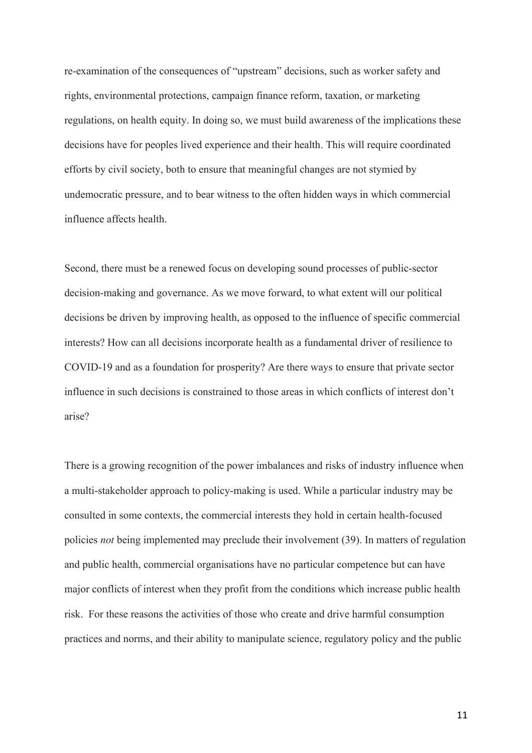re-examination of the consequences of “upstream” decisions, such as worker safety and rights, environmental protections, campaign finance reform, taxation, or marketing regulations, on health equity. In doing so, we must build awareness of the implications these decisions have for peoples lived experience and their health. This will require coordinated efforts by civil society, both to ensure that meaningful changes are not stymied by undemocratic pressure, and to bear witness to the often hidden ways in which commercial influence affects health.

Second, there must be a renewed focus on developing sound processes of public-sector decision-making and governance. As we move forward, to what extent will our political decisions be driven by improving health, as opposed to the influence of specific commercial interests? How can all decisions incorporate health as a fundamental driver of resilience to COVID-19 and as a foundation for prosperity? Are there ways to ensure that private sector influence in such decisions is constrained to those areas in which conflicts of interest don’t arise?

There is a growing recognition of the power imbalances and risks of industry influence when a multi-stakeholder approach to policy-making is used. While a particular industry may be consulted in some contexts, the commercial interests they hold in certain health-focused policies *not* being implemented may preclude their involvement (39). In matters of regulation and public health, commercial organisations have no particular competence but can have major conflicts of interest when they profit from the conditions which increase public health risk. For these reasons the activities of those who create and drive harmful consumption practices and norms, and their ability to manipulate science, regulatory policy and the public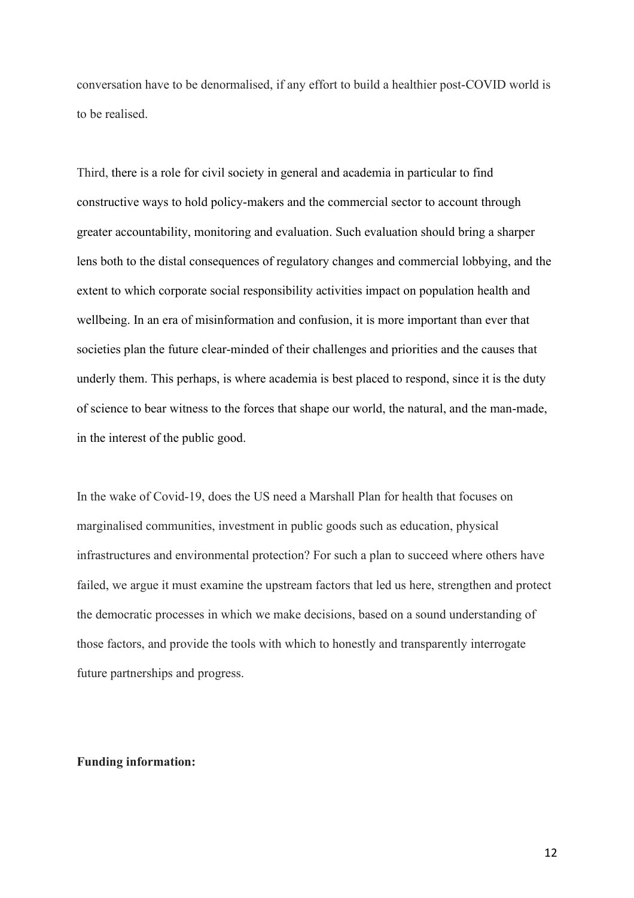conversation have to be denormalised, if any effort to build a healthier post-COVID world is to be realised.

Third, there is a role for civil society in general and academia in particular to find constructive ways to hold policy-makers and the commercial sector to account through greater accountability, monitoring and evaluation. Such evaluation should bring a sharper lens both to the distal consequences of regulatory changes and commercial lobbying, and the extent to which corporate social responsibility activities impact on population health and wellbeing. In an era of misinformation and confusion, it is more important than ever that societies plan the future clear-minded of their challenges and priorities and the causes that underly them. This perhaps, is where academia is best placed to respond, since it is the duty of science to bear witness to the forces that shape our world, the natural, and the man-made, in the interest of the public good.

In the wake of Covid-19, does the US need a Marshall Plan for health that focuses on marginalised communities, investment in public goods such as education, physical infrastructures and environmental protection? For such a plan to succeed where others have failed, we argue it must examine the upstream factors that led us here, strengthen and protect the democratic processes in which we make decisions, based on a sound understanding of those factors, and provide the tools with which to honestly and transparently interrogate future partnerships and progress.

**Funding information:**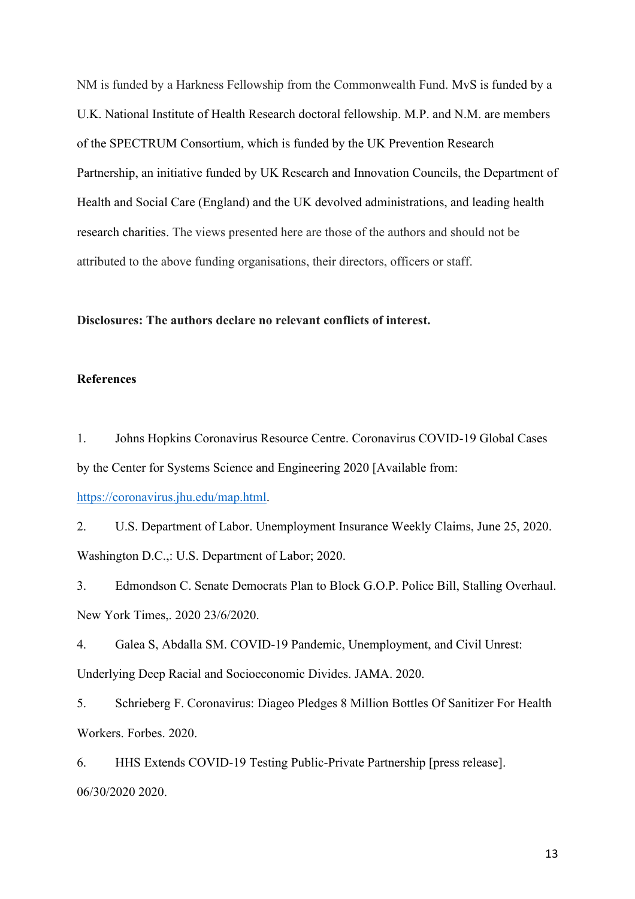NM is funded by a Harkness Fellowship from the Commonwealth Fund. MvS is funded by a U.K. National Institute of Health Research doctoral fellowship. M.P. and N.M. are members of the SPECTRUM Consortium, which is funded by the UK Prevention Research Partnership, an initiative funded by UK Research and Innovation Councils, the Department of Health and Social Care (England) and the UK devolved administrations, and leading health research charities. The views presented here are those of the authors and should not be attributed to the above funding organisations, their directors, officers or staff.

**Disclosures: The authors declare no relevant conflicts of interest.**

**References**

1. Johns Hopkins Coronavirus Resource Centre. Coronavirus COVID-19 Global Cases by the Center for Systems Science and Engineering 2020 [Available from: https://coronavirus.jhu.edu/map.html.

2. U.S. Department of Labor. Unemployment Insurance Weekly Claims, June 25, 2020. Washington D.C.,: U.S. Department of Labor; 2020.

3. Edmondson C. Senate Democrats Plan to Block G.O.P. Police Bill, Stalling Overhaul. New York Times,. 2020 23/6/2020.

4. Galea S, Abdalla SM. COVID-19 Pandemic, Unemployment, and Civil Unrest: Underlying Deep Racial and Socioeconomic Divides. JAMA. 2020.

5. Schrieberg F. Coronavirus: Diageo Pledges 8 Million Bottles Of Sanitizer For Health Workers. Forbes. 2020.

6. HHS Extends COVID-19 Testing Public-Private Partnership [press release]. 06/30/2020 2020.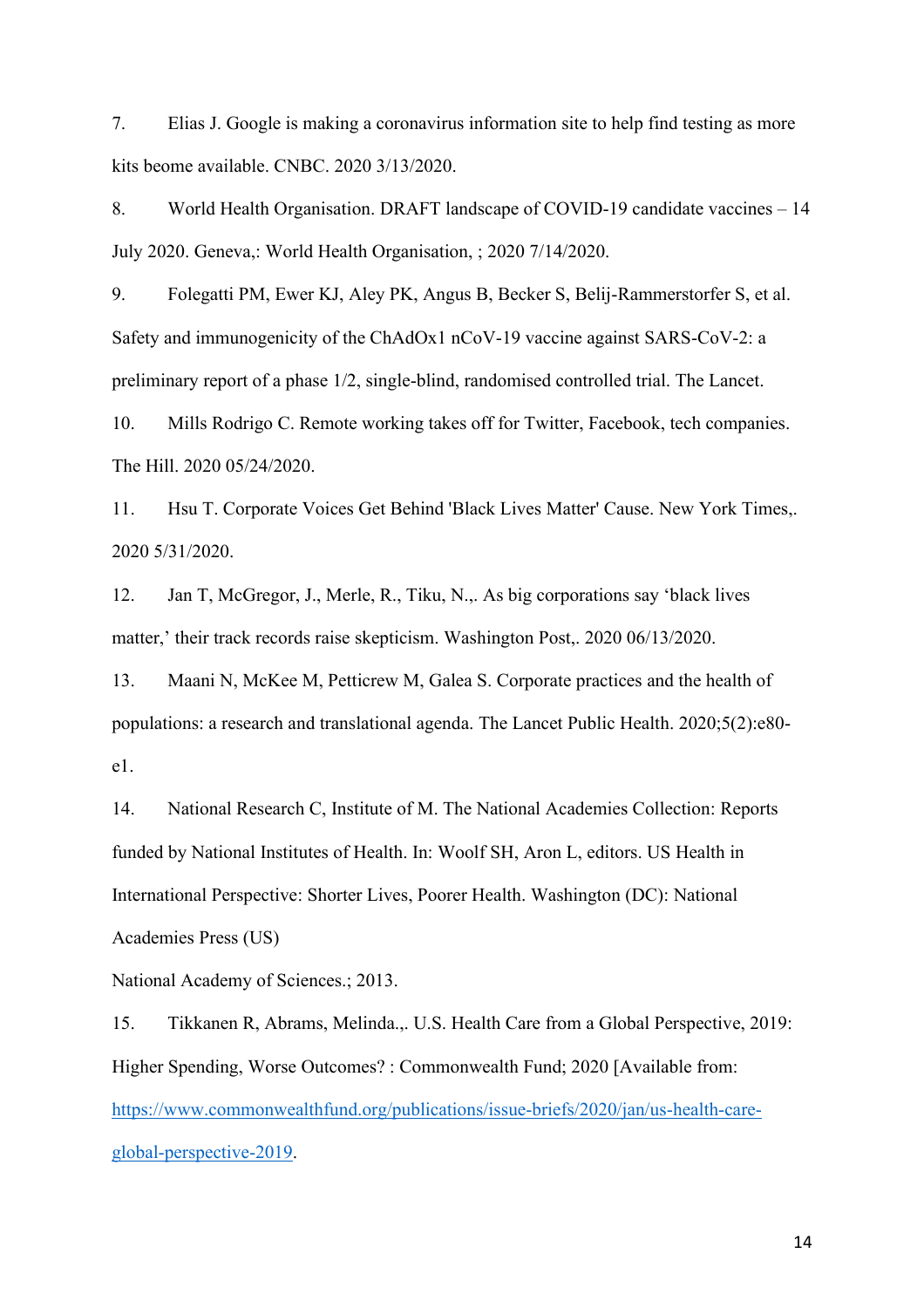7. Elias J. Google is making a coronavirus information site to help find testing as more kits beome available. CNBC. 2020 3/13/2020.

8. World Health Organisation. DRAFT landscape of COVID-19 candidate vaccines – 14 July 2020. Geneva,: World Health Organisation, ; 2020 7/14/2020.

9. Folegatti PM, Ewer KJ, Aley PK, Angus B, Becker S, Belij-Rammerstorfer S, et al. Safety and immunogenicity of the ChAdOx1 nCoV-19 vaccine against SARS-CoV-2: a preliminary report of a phase 1/2, single-blind, randomised controlled trial. The Lancet.

10. Mills Rodrigo C. Remote working takes off for Twitter, Facebook, tech companies. The Hill. 2020 05/24/2020.

11. Hsu T. Corporate Voices Get Behind 'Black Lives Matter' Cause. New York Times,. 2020 5/31/2020.

12. Jan T, McGregor, J., Merle, R., Tiku, N.,. As big corporations say 'black lives matter,' their track records raise skepticism. Washington Post,. 2020 06/13/2020.

13. Maani N, McKee M, Petticrew M, Galea S. Corporate practices and the health of populations: a research and translational agenda. The Lancet Public Health. 2020;5(2):e80-e1.

14. National Research C, Institute of M. The National Academies Collection: Reports funded by National Institutes of Health. In: Woolf SH, Aron L, editors. US Health in International Perspective: Shorter Lives, Poorer Health. Washington (DC): National Academies Press (US)
National Academy of Sciences.; 2013.

15. Tikkanen R, Abrams, Melinda.,. U.S. Health Care from a Global Perspective, 2019: Higher Spending, Worse Outcomes? : Commonwealth Fund; 2020 [Available from: https://www.commonwealthfund.org/publications/issue-briefs/2020/jan/us-health-care-global-perspective-2019.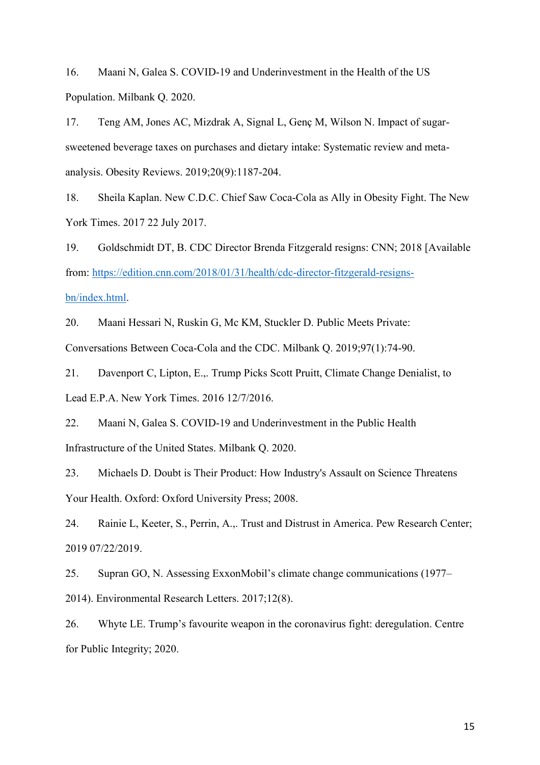16. Maani N, Galea S. COVID-19 and Underinvestment in the Health of the US Population. Milbank Q. 2020.

17. Teng AM, Jones AC, Mizdrak A, Signal L, Genç M, Wilson N. Impact of sugar-sweetened beverage taxes on purchases and dietary intake: Systematic review and meta-analysis. Obesity Reviews. 2019;20(9):1187-204.

18. Sheila Kaplan. New C.D.C. Chief Saw Coca-Cola as Ally in Obesity Fight. The New York Times. 2017 22 July 2017.

19. Goldschmidt DT, B. CDC Director Brenda Fitzgerald resigns: CNN; 2018 [Available from: https://edition.cnn.com/2018/01/31/health/cdc-director-fitzgerald-resigns-bn/index.html.

20. Maani Hessari N, Ruskin G, Mc KM, Stuckler D. Public Meets Private: Conversations Between Coca-Cola and the CDC. Milbank Q. 2019;97(1):74-90.

21. Davenport C, Lipton, E.,. Trump Picks Scott Pruitt, Climate Change Denialist, to Lead E.P.A. New York Times. 2016 12/7/2016.

22. Maani N, Galea S. COVID-19 and Underinvestment in the Public Health Infrastructure of the United States. Milbank Q. 2020.

23. Michaels D. Doubt is Their Product: How Industry's Assault on Science Threatens Your Health. Oxford: Oxford University Press; 2008.

24. Rainie L, Keeter, S., Perrin, A.,. Trust and Distrust in America. Pew Research Center; 2019 07/22/2019.

25. Supran GO, N. Assessing ExxonMobil's climate change communications (1977–2014). Environmental Research Letters. 2017;12(8).

26. Whyte LE. Trump's favourite weapon in the coronavirus fight: deregulation. Centre for Public Integrity; 2020.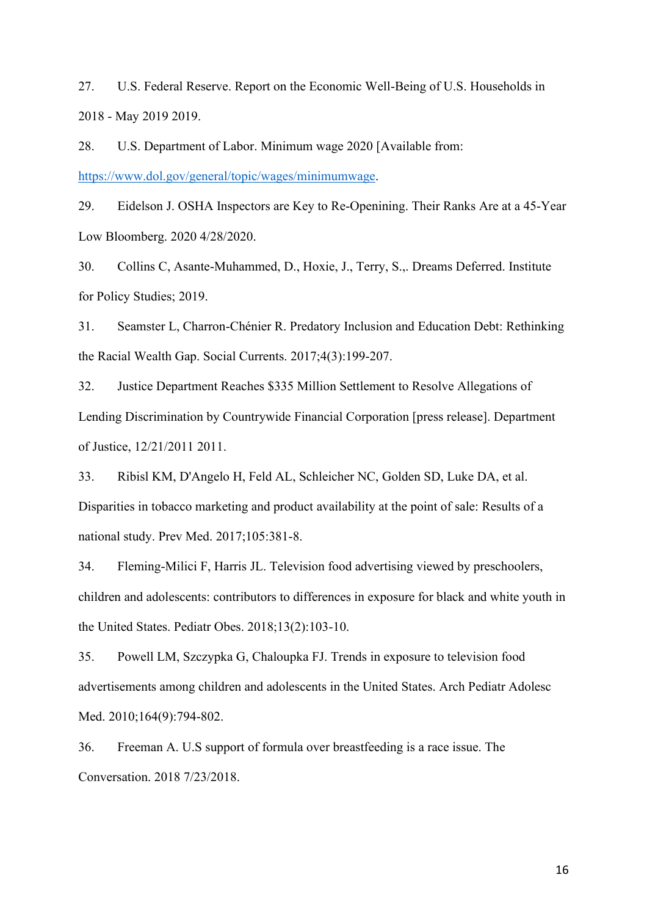27. U.S. Federal Reserve. Report on the Economic Well-Being of U.S. Households in 2018 - May 2019 2019.

28. U.S. Department of Labor. Minimum wage 2020 [Available from: https://www.dol.gov/general/topic/wages/minimumwage.

29. Eidelson J. OSHA Inspectors are Key to Re-Opening. Their Ranks Are at a 45-Year Low Bloomberg. 2020 4/28/2020.

30. Collins C, Asante-Muhammed, D., Hoxie, J., Terry, S.,. Dreams Deferred. Institute for Policy Studies; 2019.

31. Seamster L, Charron-Chénier R. Predatory Inclusion and Education Debt: Rethinking the Racial Wealth Gap. Social Currents. 2017;4(3):199-207.

32. Justice Department Reaches $335 Million Settlement to Resolve Allegations of Lending Discrimination by Countrywide Financial Corporation [press release]. Department of Justice, 12/21/2011 2011.

33. Ribisl KM, D'Angelo H, Feld AL, Schleicher NC, Golden SD, Luke DA, et al. Disparities in tobacco marketing and product availability at the point of sale: Results of a national study. Prev Med. 2017;105:381-8.

34. Fleming-Milici F, Harris JL. Television food advertising viewed by preschoolers, children and adolescents: contributors to differences in exposure for black and white youth in the United States. Pediatr Obes. 2018;13(2):103-10.

35. Powell LM, Szczypka G, Chaloupka FJ. Trends in exposure to television food advertisements among children and adolescents in the United States. Arch Pediatr Adolesc Med. 2010;164(9):794-802.

36. Freeman A. U.S support of formula over breastfeeding is a race issue. The Conversation. 2018 7/23/2018.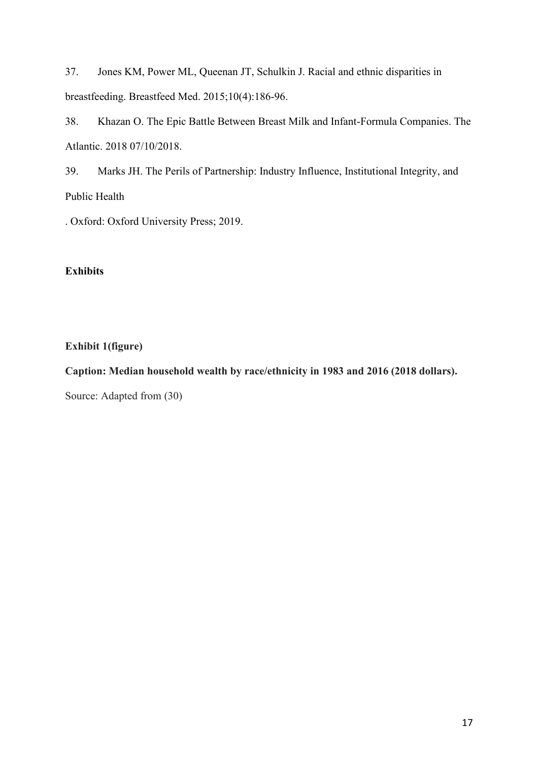37. Jones KM, Power ML, Queenan JT, Schulkin J. Racial and ethnic disparities in breastfeeding. Breastfeed Med. 2015;10(4):186-96.

38. Khazan O. The Epic Battle Between Breast Milk and Infant-Formula Companies. The Atlantic. 2018 07/10/2018.

39. Marks JH. The Perils of Partnership: Industry Influence, Institutional Integrity, and Public Health

. Oxford: Oxford University Press; 2019.

## Exhibits

### Exhibit 1(figure)

**Caption: Median household wealth by race/ethnicity in 1983 and 2016 (2018 dollars).**

Source: Adapted from (30)